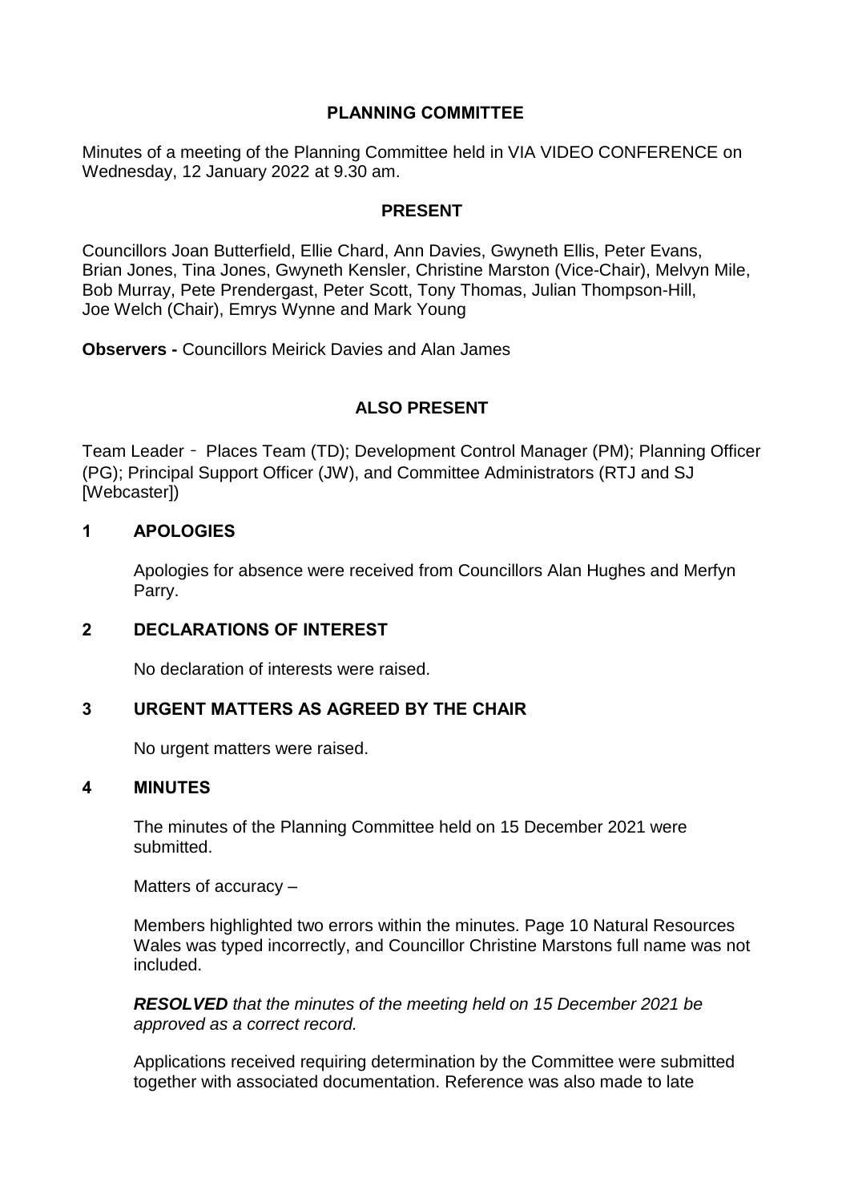# PLANNING COMMITTEE

Minutes of a meeting of the Planning Committee held in VIA VIDEO CONFERENCE on Wednesday, 12 January 2022 at 9.30 am.

## PRESENT

Councillors Joan Butterfield, Ellie Chard, Ann Davies, Gwyneth Ellis, Peter Evans, Brian Jones, Tina Jones, Gwyneth Kensler, Christine Marston (Vice-Chair), Melvyn Mile, Bob Murray, Pete Prendergast, Peter Scott, Tony Thomas, Julian Thompson-Hill, Joe Welch (Chair), Emrys Wynne and Mark Young

**Observers -** Councillors Meirick Davies and Alan James

## ALSO PRESENT

Team Leader - Places Team (TD); Development Control Manager (PM); Planning Officer (PG); Principal Support Officer (JW), and Committee Administrators (RTJ and SJ [Webcaster])

## 1 APOLOGIES

Apologies for absence were received from Councillors Alan Hughes and Merfyn Parry.

## 2 DECLARATIONS OF INTEREST

No declaration of interests were raised.

## 3 URGENT MATTERS AS AGREED BY THE CHAIR

No urgent matters were raised.

## 4 MINUTES

The minutes of the Planning Committee held on 15 December 2021 were submitted.

Matters of accuracy –

Members highlighted two errors within the minutes. Page 10 Natural Resources Wales was typed incorrectly, and Councillor Christine Marstons full name was not included.

***RESOLVED*** *that the minutes of the meeting held on 15 December 2021 be approved as a correct record.*

Applications received requiring determination by the Committee were submitted together with associated documentation. Reference was also made to late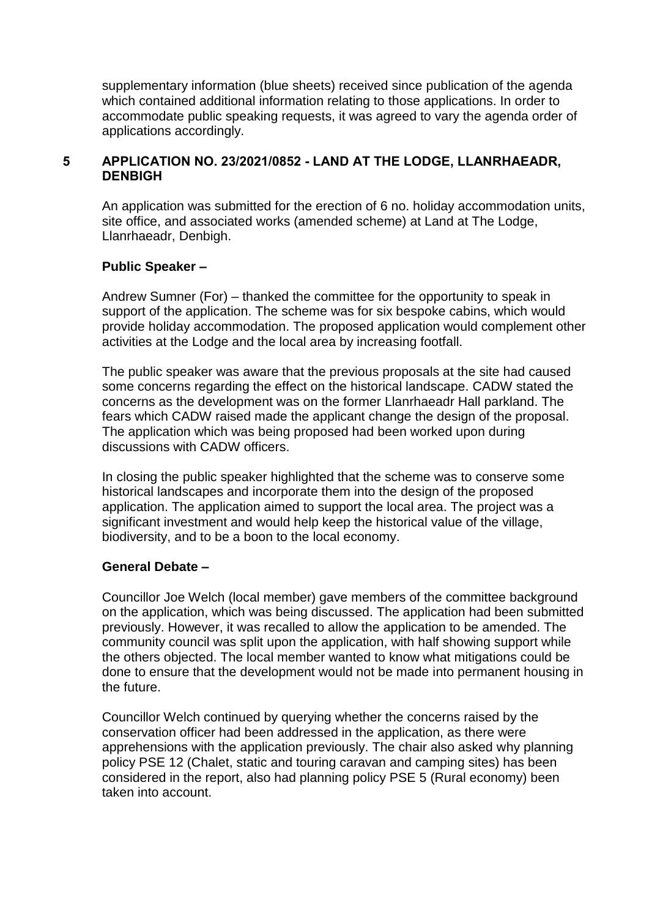supplementary information (blue sheets) received since publication of the agenda which contained additional information relating to those applications. In order to accommodate public speaking requests, it was agreed to vary the agenda order of applications accordingly.

## 5 APPLICATION NO. 23/2021/0852 - LAND AT THE LODGE, LLANRHAEADR, DENBIGH

An application was submitted for the erection of 6 no. holiday accommodation units, site office, and associated works (amended scheme) at Land at The Lodge, Llanrhaeadr, Denbigh.

**Public Speaker –**

Andrew Sumner (For) – thanked the committee for the opportunity to speak in support of the application. The scheme was for six bespoke cabins, which would provide holiday accommodation. The proposed application would complement other activities at the Lodge and the local area by increasing footfall.

The public speaker was aware that the previous proposals at the site had caused some concerns regarding the effect on the historical landscape. CADW stated the concerns as the development was on the former Llanrhaeadr Hall parkland. The fears which CADW raised made the applicant change the design of the proposal. The application which was being proposed had been worked upon during discussions with CADW officers.

In closing the public speaker highlighted that the scheme was to conserve some historical landscapes and incorporate them into the design of the proposed application. The application aimed to support the local area. The project was a significant investment and would help keep the historical value of the village, biodiversity, and to be a boon to the local economy.

**General Debate –**

Councillor Joe Welch (local member) gave members of the committee background on the application, which was being discussed. The application had been submitted previously. However, it was recalled to allow the application to be amended. The community council was split upon the application, with half showing support while the others objected. The local member wanted to know what mitigations could be done to ensure that the development would not be made into permanent housing in the future.

Councillor Welch continued by querying whether the concerns raised by the conservation officer had been addressed in the application, as there were apprehensions with the application previously. The chair also asked why planning policy PSE 12 (Chalet, static and touring caravan and camping sites) has been considered in the report, also had planning policy PSE 5 (Rural economy) been taken into account.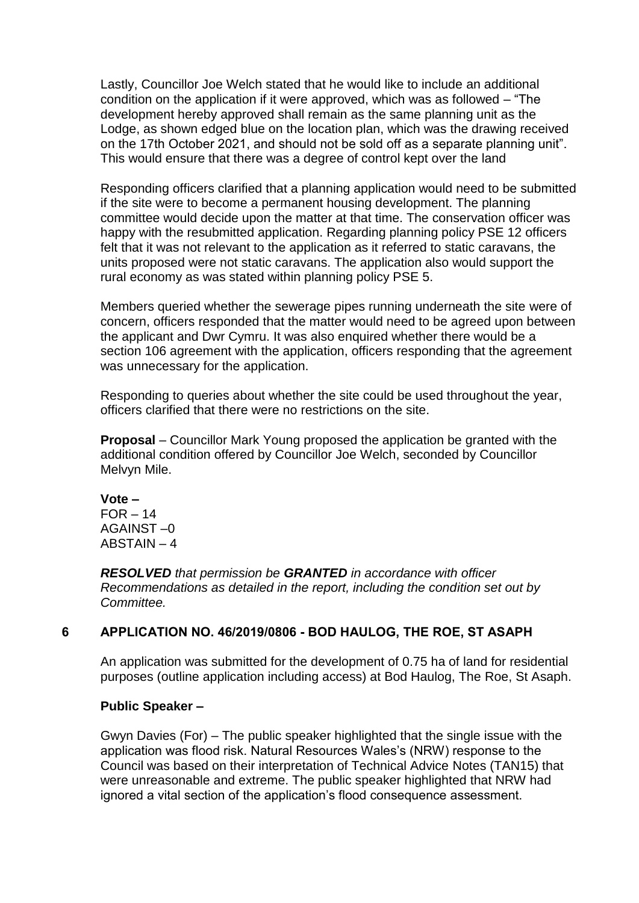Lastly, Councillor Joe Welch stated that he would like to include an additional condition on the application if it were approved, which was as followed – "The development hereby approved shall remain as the same planning unit as the Lodge, as shown edged blue on the location plan, which was the drawing received on the 17th October 2021, and should not be sold off as a separate planning unit". This would ensure that there was a degree of control kept over the land

Responding officers clarified that a planning application would need to be submitted if the site were to become a permanent housing development. The planning committee would decide upon the matter at that time. The conservation officer was happy with the resubmitted application. Regarding planning policy PSE 12 officers felt that it was not relevant to the application as it referred to static caravans, the units proposed were not static caravans. The application also would support the rural economy as was stated within planning policy PSE 5.

Members queried whether the sewerage pipes running underneath the site were of concern, officers responded that the matter would need to be agreed upon between the applicant and Dwr Cymru. It was also enquired whether there would be a section 106 agreement with the application, officers responding that the agreement was unnecessary for the application.

Responding to queries about whether the site could be used throughout the year, officers clarified that there were no restrictions on the site.

**Proposal** – Councillor Mark Young proposed the application be granted with the additional condition offered by Councillor Joe Welch, seconded by Councillor Melvyn Mile.

**Vote –**
FOR – 14
AGAINST –0
ABSTAIN – 4

***RESOLVED*** *that permission be* ***GRANTED*** *in accordance with officer Recommendations as detailed in the report, including the condition set out by Committee.*

## 6 APPLICATION NO. 46/2019/0806 - BOD HAULOG, THE ROE, ST ASAPH

An application was submitted for the development of 0.75 ha of land for residential purposes (outline application including access) at Bod Haulog, The Roe, St Asaph.

**Public Speaker –**

Gwyn Davies (For) – The public speaker highlighted that the single issue with the application was flood risk. Natural Resources Wales's (NRW) response to the Council was based on their interpretation of Technical Advice Notes (TAN15) that were unreasonable and extreme. The public speaker highlighted that NRW had ignored a vital section of the application's flood consequence assessment.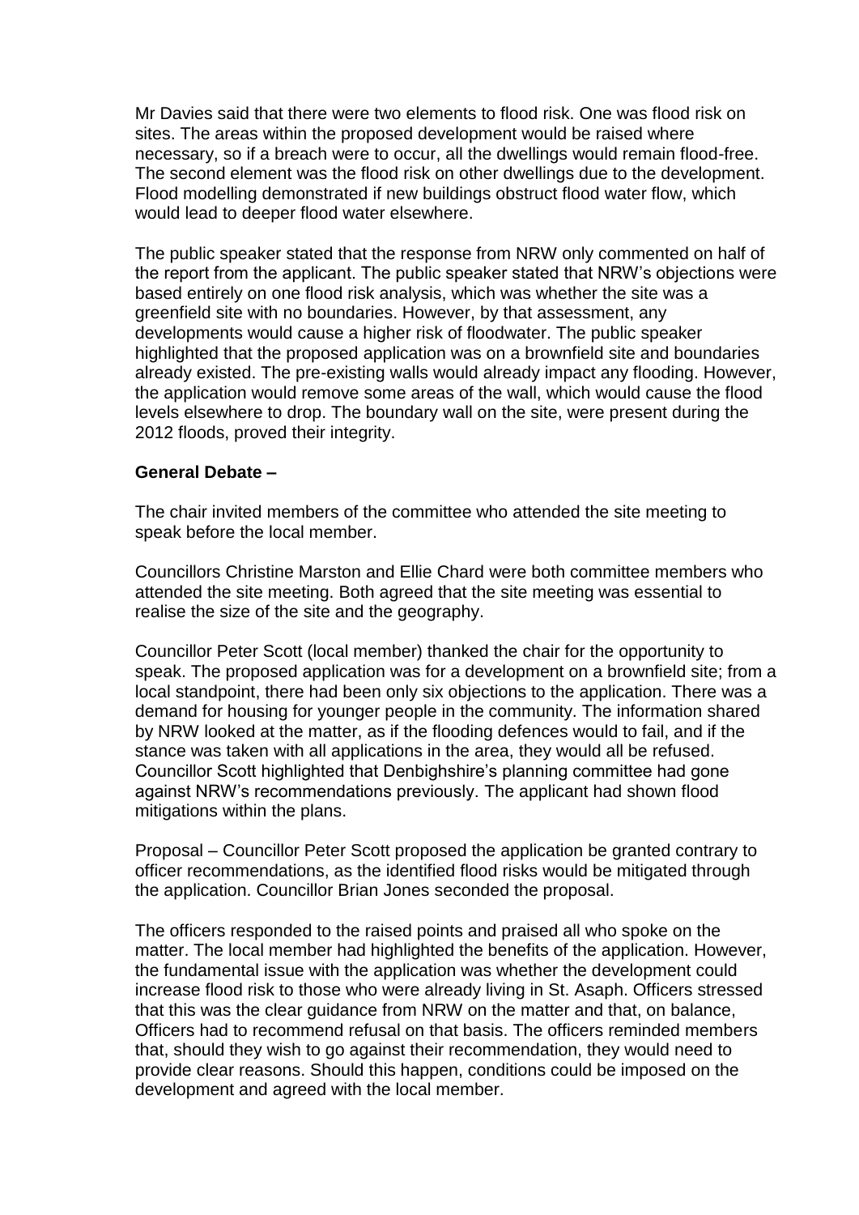Mr Davies said that there were two elements to flood risk. One was flood risk on sites. The areas within the proposed development would be raised where necessary, so if a breach were to occur, all the dwellings would remain flood-free. The second element was the flood risk on other dwellings due to the development. Flood modelling demonstrated if new buildings obstruct flood water flow, which would lead to deeper flood water elsewhere.

The public speaker stated that the response from NRW only commented on half of the report from the applicant. The public speaker stated that NRW's objections were based entirely on one flood risk analysis, which was whether the site was a greenfield site with no boundaries. However, by that assessment, any developments would cause a higher risk of floodwater. The public speaker highlighted that the proposed application was on a brownfield site and boundaries already existed. The pre-existing walls would already impact any flooding. However, the application would remove some areas of the wall, which would cause the flood levels elsewhere to drop. The boundary wall on the site, were present during the 2012 floods, proved their integrity.

**General Debate –**

The chair invited members of the committee who attended the site meeting to speak before the local member.

Councillors Christine Marston and Ellie Chard were both committee members who attended the site meeting. Both agreed that the site meeting was essential to realise the size of the site and the geography.

Councillor Peter Scott (local member) thanked the chair for the opportunity to speak. The proposed application was for a development on a brownfield site; from a local standpoint, there had been only six objections to the application. There was a demand for housing for younger people in the community. The information shared by NRW looked at the matter, as if the flooding defences would to fail, and if the stance was taken with all applications in the area, they would all be refused. Councillor Scott highlighted that Denbighshire's planning committee had gone against NRW's recommendations previously. The applicant had shown flood mitigations within the plans.

Proposal – Councillor Peter Scott proposed the application be granted contrary to officer recommendations, as the identified flood risks would be mitigated through the application. Councillor Brian Jones seconded the proposal.

The officers responded to the raised points and praised all who spoke on the matter. The local member had highlighted the benefits of the application. However, the fundamental issue with the application was whether the development could increase flood risk to those who were already living in St. Asaph. Officers stressed that this was the clear guidance from NRW on the matter and that, on balance, Officers had to recommend refusal on that basis. The officers reminded members that, should they wish to go against their recommendation, they would need to provide clear reasons. Should this happen, conditions could be imposed on the development and agreed with the local member.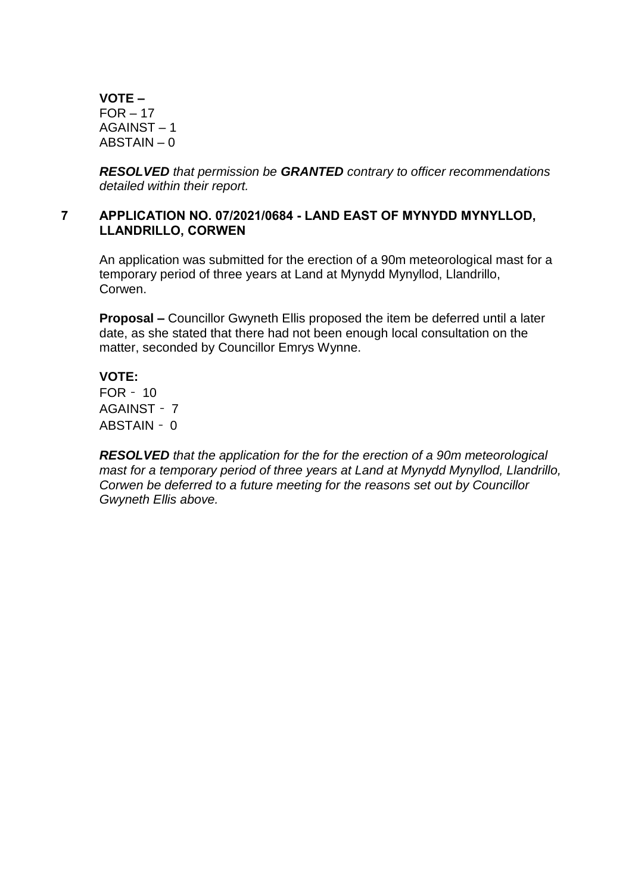**VOTE –**
FOR – 17
AGAINST – 1
ABSTAIN – 0

***RESOLVED*** *that permission be **GRANTED** contrary to officer recommendations detailed within their report.*

## 7 APPLICATION NO. 07/2021/0684 - LAND EAST OF MYNYDD MYNYLLOD, LLANDRILLO, CORWEN

An application was submitted for the erection of a 90m meteorological mast for a temporary period of three years at Land at Mynydd Mynyllod, Llandrillo, Corwen.

**Proposal –** Councillor Gwyneth Ellis proposed the item be deferred until a later date, as she stated that there had not been enough local consultation on the matter, seconded by Councillor Emrys Wynne.

**VOTE:**
FOR ‑ 10
AGAINST ‑ 7
ABSTAIN ‑ 0

***RESOLVED*** *that the application for the for the erection of a 90m meteorological mast for a temporary period of three years at Land at Mynydd Mynyllod, Llandrillo, Corwen be deferred to a future meeting for the reasons set out by Councillor Gwyneth Ellis above.*